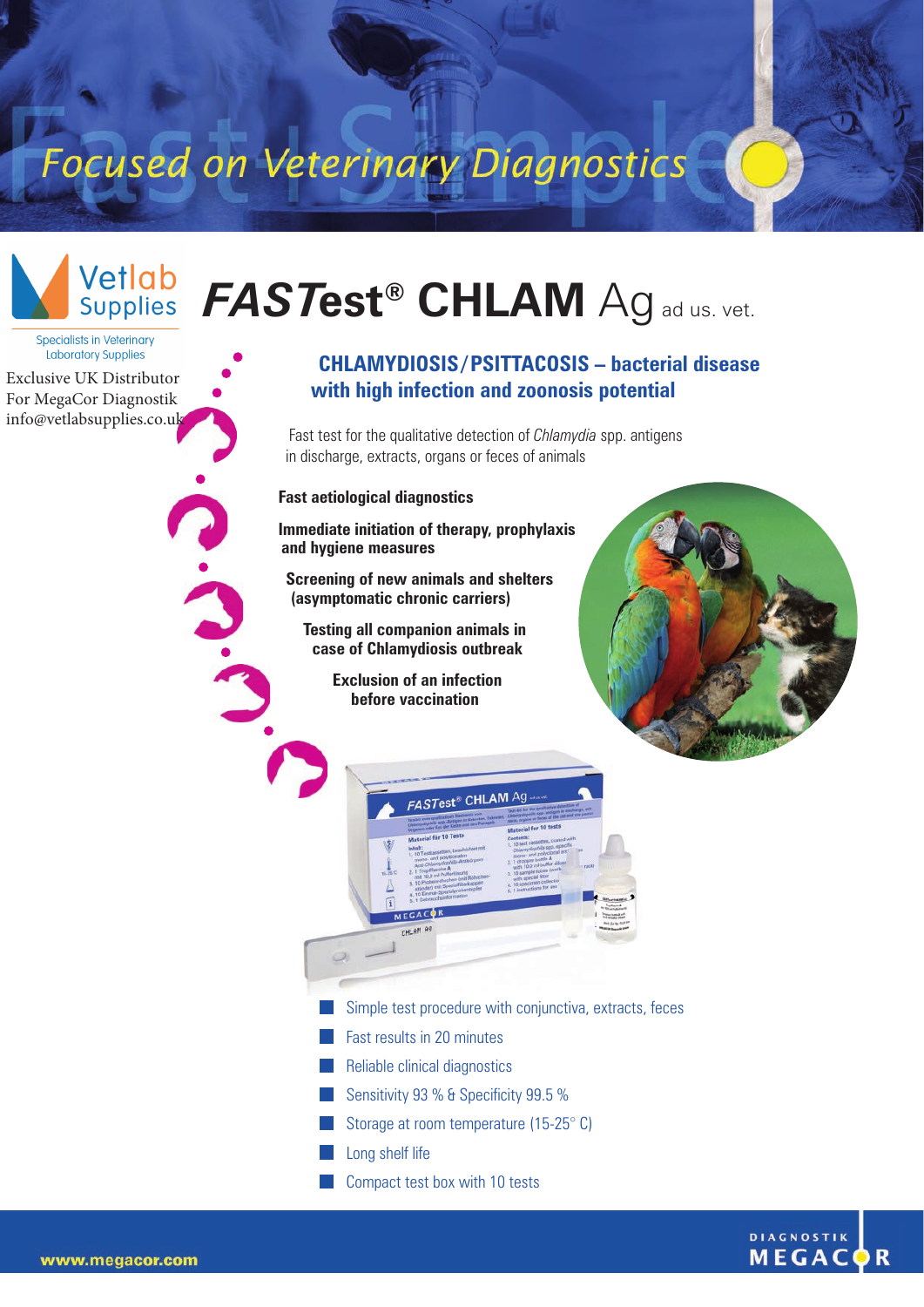Focused on Veterinary Diagnostics

Vetlab Supplies

Specialists in Veterinary Laboratory Supplies

Exclusive UK Distributor
For MegaCor Diagnostik
info@vetlabsupplies.co.uk

# *FASTest*® CHLAM Ag ad us. vet.

## CHLAMYDIOSIS/PSITTACOSIS – bacterial disease with high infection and zoonosis potential

Fast test for the qualitative detection of *Chlamydia* spp. antigens in discharge, extracts, organs or feces of animals

**Fast aetiological diagnostics**

**Immediate initiation of therapy, prophylaxis and hygiene measures**

**Screening of new animals and shelters (asymptomatic chronic carriers)**

**Testing all companion animals in case of Chlamydiosis outbreak**

**Exclusion of an infection before vaccination**

- Simple test procedure with conjunctiva, extracts, feces
- Fast results in 20 minutes
- Reliable clinical diagnostics
- Sensitivity 93 % & Specificity 99.5 %
- Storage at room temperature (15-25° C)
- Long shelf life
- Compact test box with 10 tests

www.megacor.com

DIAGNOSTIK MEGACOR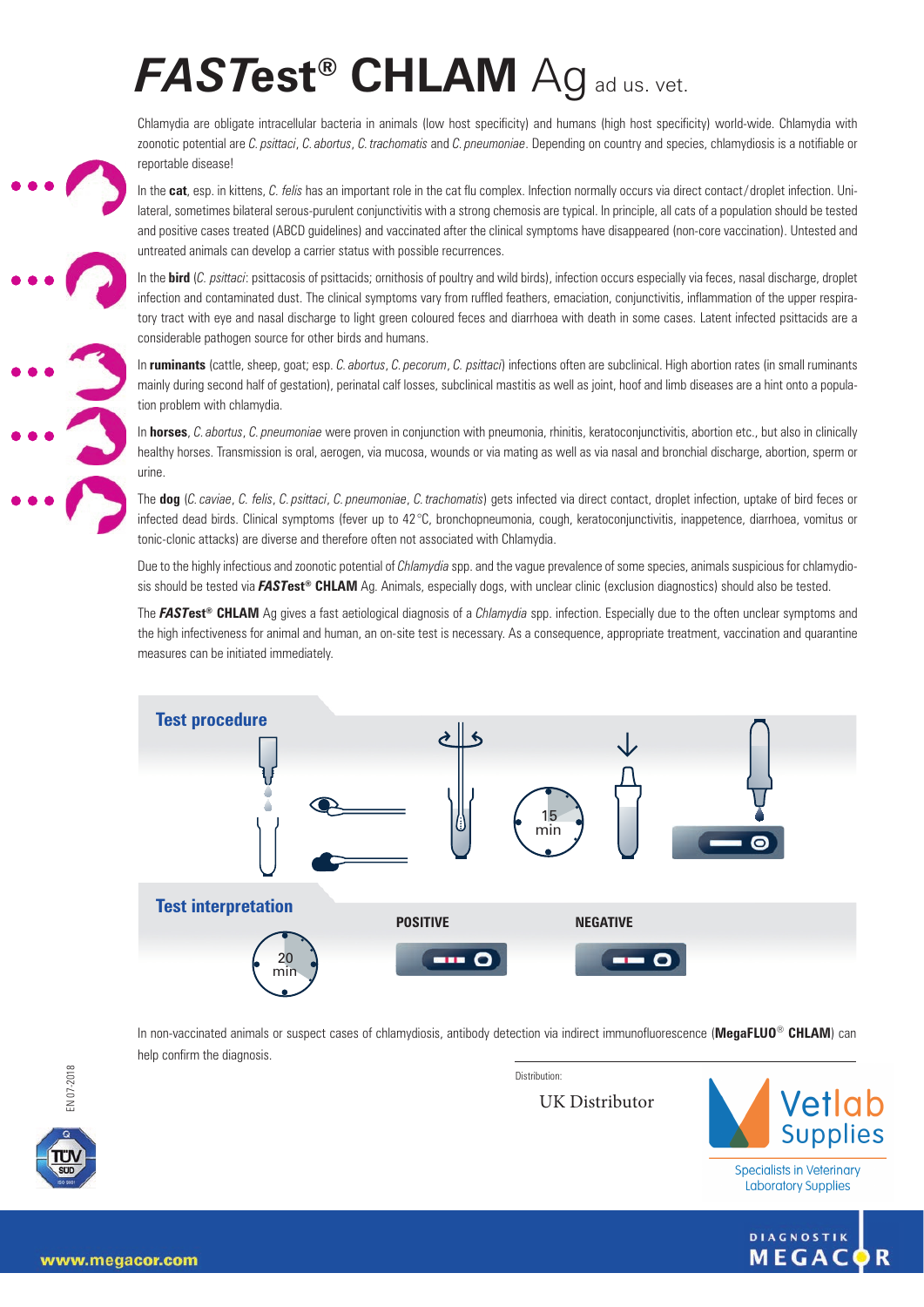# ***FASTest*® CHLAM Ag** ad us. vet.

Chlamydia are obligate intracellular bacteria in animals (low host specificity) and humans (high host specificity) world-wide. Chlamydia with zoonotic potential are *C. psittaci*, *C. abortus*, *C. trachomatis* and *C. pneumoniae*. Depending on country and species, chlamydiosis is a notifiable or reportable disease!

In the **cat**, esp. in kittens, *C. felis* has an important role in the cat flu complex. Infection normally occurs via direct contact/droplet infection. Unilateral, sometimes bilateral serous-purulent conjunctivitis with a strong chemosis are typical. In principle, all cats of a population should be tested and positive cases treated (ABCD guidelines) and vaccinated after the clinical symptoms have disappeared (non-core vaccination). Untested and untreated animals can develop a carrier status with possible recurrences.

In the **bird** (*C. psittaci*: psittacosis of psittacids; ornithosis of poultry and wild birds), infection occurs especially via feces, nasal discharge, droplet infection and contaminated dust. The clinical symptoms vary from ruffled feathers, emaciation, conjunctivitis, inflammation of the upper respiratory tract with eye and nasal discharge to light green coloured feces and diarrhoea with death in some cases. Latent infected psittacids are a considerable pathogen source for other birds and humans.

In **ruminants** (cattle, sheep, goat; esp. *C. abortus*, *C. pecorum*, *C. psittaci*) infections often are subclinical. High abortion rates (in small ruminants mainly during second half of gestation), perinatal calf losses, subclinical mastitis as well as joint, hoof and limb diseases are a hint onto a population problem with chlamydia.

In **horses**, *C. abortus*, *C. pneumoniae* were proven in conjunction with pneumonia, rhinitis, keratoconjunctivitis, abortion etc., but also in clinically healthy horses. Transmission is oral, aerogen, via mucosa, wounds or via mating as well as via nasal and bronchial discharge, abortion, sperm or urine.

The **dog** (*C. caviae*, *C. felis*, *C. psittaci*, *C. pneumoniae*, *C. trachomatis*) gets infected via direct contact, droplet infection, uptake of bird feces or infected dead birds. Clinical symptoms (fever up to 42 °C, bronchopneumonia, cough, keratoconjunctivitis, inappetence, diarrhoea, vomitus or tonic-clonic attacks) are diverse and therefore often not associated with Chlamydia.

Due to the highly infectious and zoonotic potential of *Chlamydia* spp. and the vague prevalence of some species, animals suspicious for chlamydiosis should be tested via ***FASTest*® CHLAM** Ag. Animals, especially dogs, with unclear clinic (exclusion diagnostics) should also be tested.

The ***FASTest*® CHLAM** Ag gives a fast aetiological diagnosis of a *Chlamydia* spp. infection. Especially due to the often unclear symptoms and the high infectiveness for animal and human, an on-site test is necessary. As a consequence, appropriate treatment, vaccination and quarantine measures can be initiated immediately.

## Test procedure

15 min

## Test interpretation

20 min

**POSITIVE**

**NEGATIVE**

In non-vaccinated animals or suspect cases of chlamydiosis, antibody detection via indirect immunofluorescence (**MegaFLUO® CHLAM**) can help confirm the diagnosis.

EN 07-2018

Distribution:

UK Distributor

Vetlab Supplies

Specialists in Veterinary Laboratory Supplies

www.megacor.com

DIAGNOSTIK MEGACOR